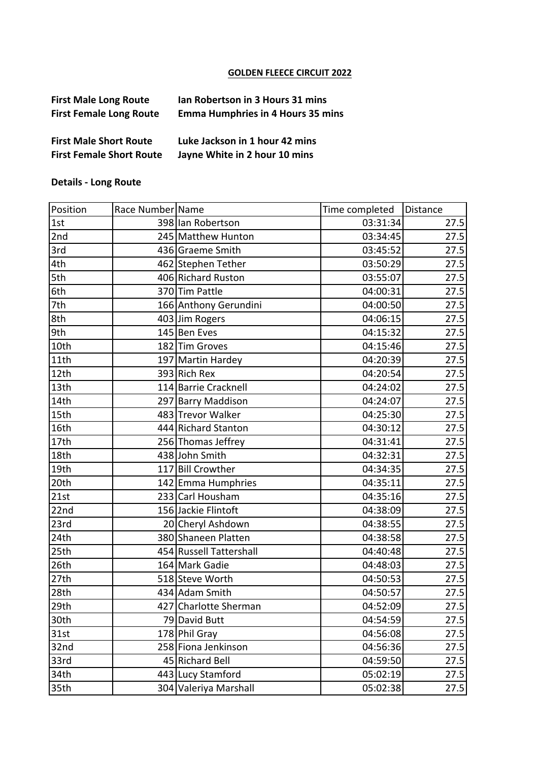# GOLDEN FLEECE CIRCUIT 2022

**First Male Long Route** **Ian Robertson in 3 Hours 31 mins**
**First Female Long Route** **Emma Humphries in 4 Hours 35 mins**

**First Male Short Route** **Luke Jackson in 1 hour 42 mins**
**First Female Short Route** **Jayne White in 2 hour 10 mins**

**Details - Long Route**

| Position | Race Number | Name | Time completed | Distance |
|---|---|---|---|---|
| 1st | 398 | Ian Robertson | 03:31:34 | 27.5 |
| 2nd | 245 | Matthew Hunton | 03:34:45 | 27.5 |
| 3rd | 436 | Graeme Smith | 03:45:52 | 27.5 |
| 4th | 462 | Stephen Tether | 03:50:29 | 27.5 |
| 5th | 406 | Richard Ruston | 03:55:07 | 27.5 |
| 6th | 370 | Tim Pattle | 04:00:31 | 27.5 |
| 7th | 166 | Anthony Gerundini | 04:00:50 | 27.5 |
| 8th | 403 | Jim Rogers | 04:06:15 | 27.5 |
| 9th | 145 | Ben Eves | 04:15:32 | 27.5 |
| 10th | 182 | Tim Groves | 04:15:46 | 27.5 |
| 11th | 197 | Martin Hardey | 04:20:39 | 27.5 |
| 12th | 393 | Rich Rex | 04:20:54 | 27.5 |
| 13th | 114 | Barrie Cracknell | 04:24:02 | 27.5 |
| 14th | 297 | Barry Maddison | 04:24:07 | 27.5 |
| 15th | 483 | Trevor Walker | 04:25:30 | 27.5 |
| 16th | 444 | Richard Stanton | 04:30:12 | 27.5 |
| 17th | 256 | Thomas Jeffrey | 04:31:41 | 27.5 |
| 18th | 438 | John Smith | 04:32:31 | 27.5 |
| 19th | 117 | Bill Crowther | 04:34:35 | 27.5 |
| 20th | 142 | Emma Humphries | 04:35:11 | 27.5 |
| 21st | 233 | Carl Housham | 04:35:16 | 27.5 |
| 22nd | 156 | Jackie Flintoft | 04:38:09 | 27.5 |
| 23rd | 20 | Cheryl Ashdown | 04:38:55 | 27.5 |
| 24th | 380 | Shaneen Platten | 04:38:58 | 27.5 |
| 25th | 454 | Russell Tattershall | 04:40:48 | 27.5 |
| 26th | 164 | Mark Gadie | 04:48:03 | 27.5 |
| 27th | 518 | Steve Worth | 04:50:53 | 27.5 |
| 28th | 434 | Adam Smith | 04:50:57 | 27.5 |
| 29th | 427 | Charlotte Sherman | 04:52:09 | 27.5 |
| 30th | 79 | David Butt | 04:54:59 | 27.5 |
| 31st | 178 | Phil Gray | 04:56:08 | 27.5 |
| 32nd | 258 | Fiona Jenkinson | 04:56:36 | 27.5 |
| 33rd | 45 | Richard Bell | 04:59:50 | 27.5 |
| 34th | 443 | Lucy Stamford | 05:02:19 | 27.5 |
| 35th | 304 | Valeriya Marshall | 05:02:38 | 27.5 |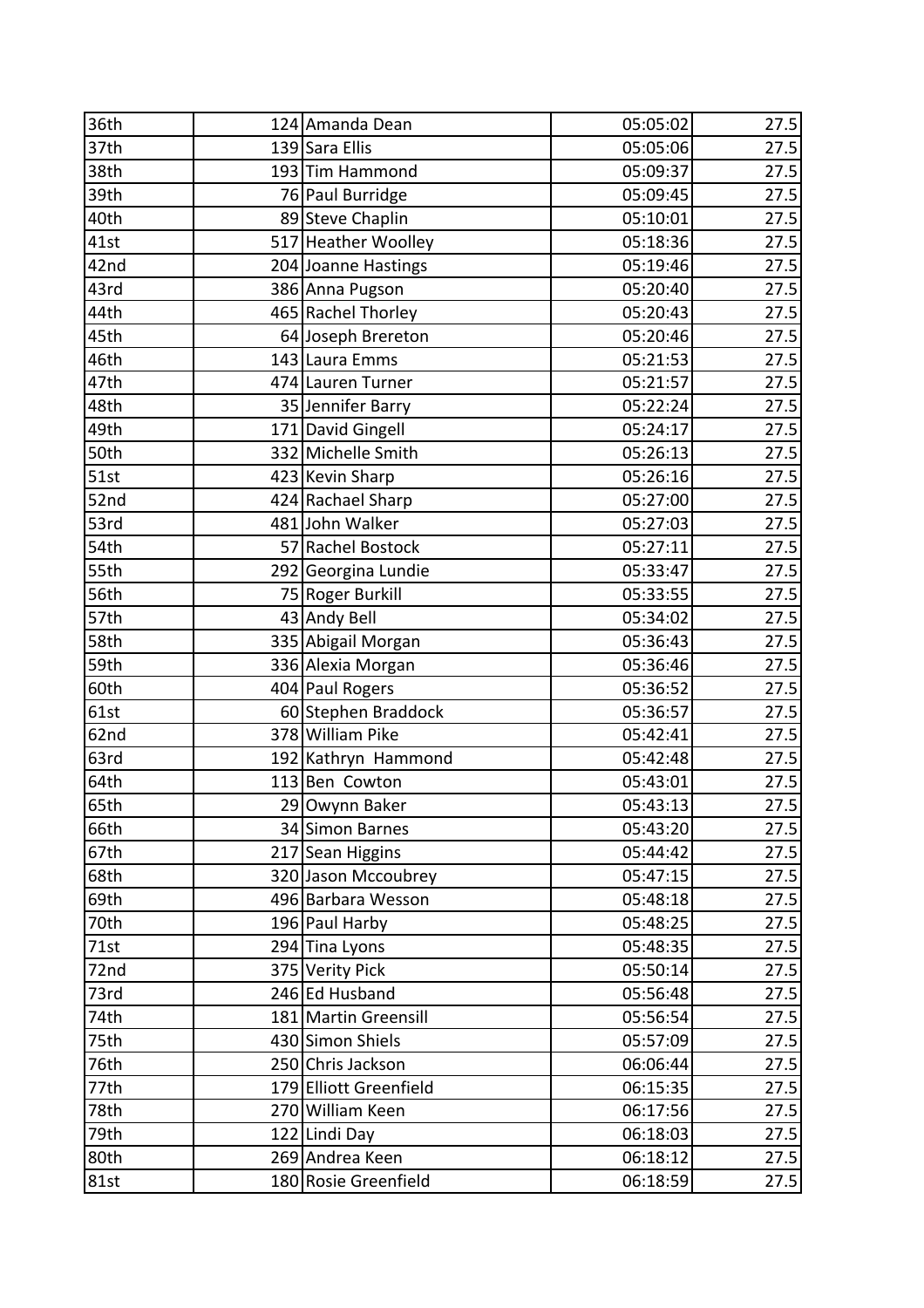| 36th | 124 | Amanda Dean | 05:05:02 | 27.5 |
|---|---|---|---|---|
| 37th | 139 | Sara Ellis | 05:05:06 | 27.5 |
| 38th | 193 | Tim Hammond | 05:09:37 | 27.5 |
| 39th | 76 | Paul Burridge | 05:09:45 | 27.5 |
| 40th | 89 | Steve Chaplin | 05:10:01 | 27.5 |
| 41st | 517 | Heather Woolley | 05:18:36 | 27.5 |
| 42nd | 204 | Joanne Hastings | 05:19:46 | 27.5 |
| 43rd | 386 | Anna Pugson | 05:20:40 | 27.5 |
| 44th | 465 | Rachel Thorley | 05:20:43 | 27.5 |
| 45th | 64 | Joseph Brereton | 05:20:46 | 27.5 |
| 46th | 143 | Laura Emms | 05:21:53 | 27.5 |
| 47th | 474 | Lauren Turner | 05:21:57 | 27.5 |
| 48th | 35 | Jennifer Barry | 05:22:24 | 27.5 |
| 49th | 171 | David Gingell | 05:24:17 | 27.5 |
| 50th | 332 | Michelle Smith | 05:26:13 | 27.5 |
| 51st | 423 | Kevin Sharp | 05:26:16 | 27.5 |
| 52nd | 424 | Rachael Sharp | 05:27:00 | 27.5 |
| 53rd | 481 | John Walker | 05:27:03 | 27.5 |
| 54th | 57 | Rachel Bostock | 05:27:11 | 27.5 |
| 55th | 292 | Georgina Lundie | 05:33:47 | 27.5 |
| 56th | 75 | Roger Burkill | 05:33:55 | 27.5 |
| 57th | 43 | Andy Bell | 05:34:02 | 27.5 |
| 58th | 335 | Abigail Morgan | 05:36:43 | 27.5 |
| 59th | 336 | Alexia Morgan | 05:36:46 | 27.5 |
| 60th | 404 | Paul Rogers | 05:36:52 | 27.5 |
| 61st | 60 | Stephen Braddock | 05:36:57 | 27.5 |
| 62nd | 378 | William Pike | 05:42:41 | 27.5 |
| 63rd | 192 | Kathryn Hammond | 05:42:48 | 27.5 |
| 64th | 113 | Ben Cowton | 05:43:01 | 27.5 |
| 65th | 29 | Owynn Baker | 05:43:13 | 27.5 |
| 66th | 34 | Simon Barnes | 05:43:20 | 27.5 |
| 67th | 217 | Sean Higgins | 05:44:42 | 27.5 |
| 68th | 320 | Jason Mccoubrey | 05:47:15 | 27.5 |
| 69th | 496 | Barbara Wesson | 05:48:18 | 27.5 |
| 70th | 196 | Paul Harby | 05:48:25 | 27.5 |
| 71st | 294 | Tina Lyons | 05:48:35 | 27.5 |
| 72nd | 375 | Verity Pick | 05:50:14 | 27.5 |
| 73rd | 246 | Ed Husband | 05:56:48 | 27.5 |
| 74th | 181 | Martin Greensill | 05:56:54 | 27.5 |
| 75th | 430 | Simon Shiels | 05:57:09 | 27.5 |
| 76th | 250 | Chris Jackson | 06:06:44 | 27.5 |
| 77th | 179 | Elliott Greenfield | 06:15:35 | 27.5 |
| 78th | 270 | William Keen | 06:17:56 | 27.5 |
| 79th | 122 | Lindi Day | 06:18:03 | 27.5 |
| 80th | 269 | Andrea Keen | 06:18:12 | 27.5 |
| 81st | 180 | Rosie Greenfield | 06:18:59 | 27.5 |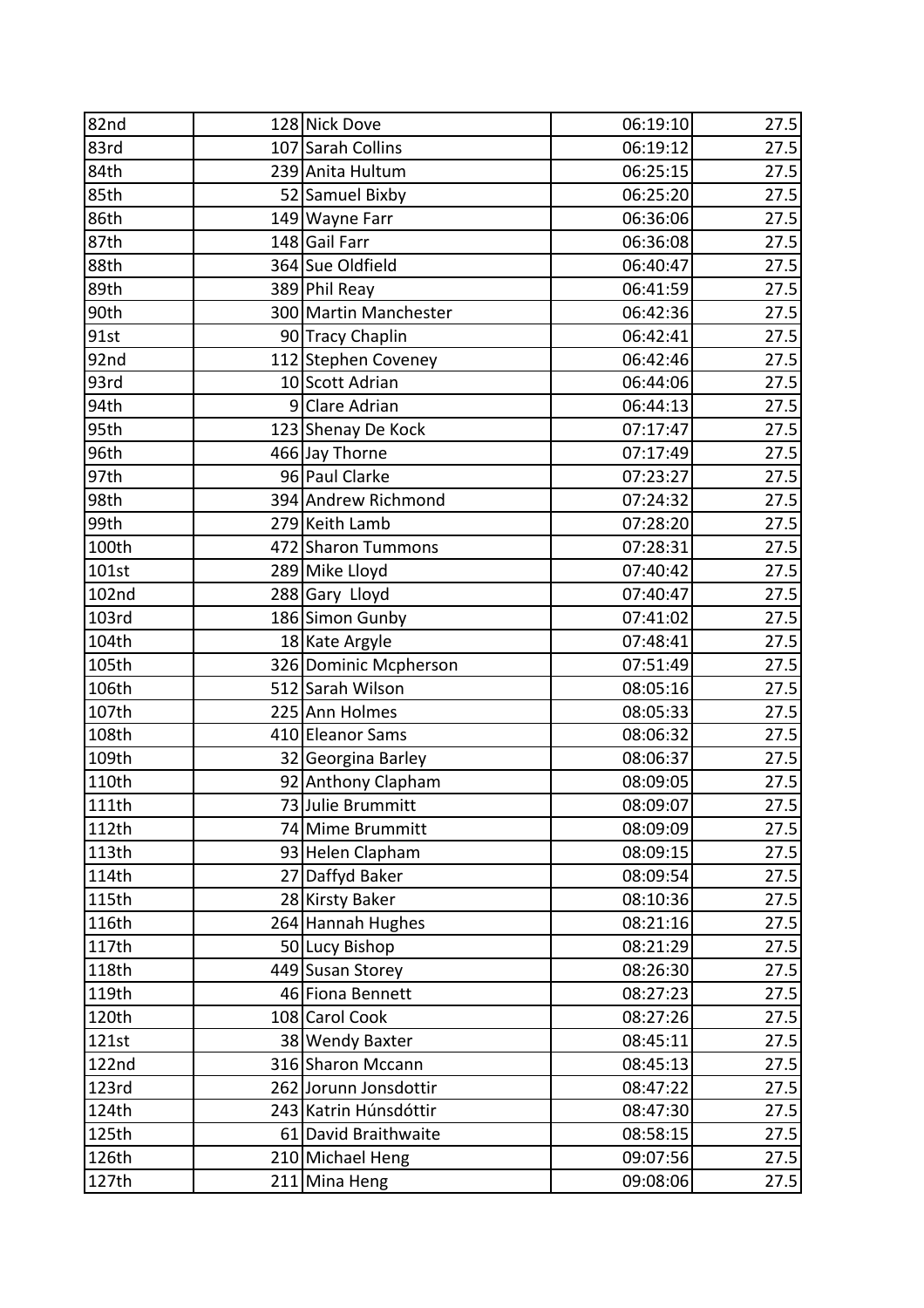| 82nd | 128 | Nick Dove | 06:19:10 | 27.5 |
|---|---|---|---|---|
| 83rd | 107 | Sarah Collins | 06:19:12 | 27.5 |
| 84th | 239 | Anita Hultum | 06:25:15 | 27.5 |
| 85th | 52 | Samuel Bixby | 06:25:20 | 27.5 |
| 86th | 149 | Wayne Farr | 06:36:06 | 27.5 |
| 87th | 148 | Gail Farr | 06:36:08 | 27.5 |
| 88th | 364 | Sue Oldfield | 06:40:47 | 27.5 |
| 89th | 389 | Phil Reay | 06:41:59 | 27.5 |
| 90th | 300 | Martin Manchester | 06:42:36 | 27.5 |
| 91st | 90 | Tracy Chaplin | 06:42:41 | 27.5 |
| 92nd | 112 | Stephen Coveney | 06:42:46 | 27.5 |
| 93rd | 10 | Scott Adrian | 06:44:06 | 27.5 |
| 94th | 9 | Clare Adrian | 06:44:13 | 27.5 |
| 95th | 123 | Shenay De Kock | 07:17:47 | 27.5 |
| 96th | 466 | Jay Thorne | 07:17:49 | 27.5 |
| 97th | 96 | Paul Clarke | 07:23:27 | 27.5 |
| 98th | 394 | Andrew Richmond | 07:24:32 | 27.5 |
| 99th | 279 | Keith Lamb | 07:28:20 | 27.5 |
| 100th | 472 | Sharon Tummons | 07:28:31 | 27.5 |
| 101st | 289 | Mike Lloyd | 07:40:42 | 27.5 |
| 102nd | 288 | Gary Lloyd | 07:40:47 | 27.5 |
| 103rd | 186 | Simon Gunby | 07:41:02 | 27.5 |
| 104th | 18 | Kate Argyle | 07:48:41 | 27.5 |
| 105th | 326 | Dominic Mcpherson | 07:51:49 | 27.5 |
| 106th | 512 | Sarah Wilson | 08:05:16 | 27.5 |
| 107th | 225 | Ann Holmes | 08:05:33 | 27.5 |
| 108th | 410 | Eleanor Sams | 08:06:32 | 27.5 |
| 109th | 32 | Georgina Barley | 08:06:37 | 27.5 |
| 110th | 92 | Anthony Clapham | 08:09:05 | 27.5 |
| 111th | 73 | Julie Brummitt | 08:09:07 | 27.5 |
| 112th | 74 | Mime Brummitt | 08:09:09 | 27.5 |
| 113th | 93 | Helen Clapham | 08:09:15 | 27.5 |
| 114th | 27 | Daffyd Baker | 08:09:54 | 27.5 |
| 115th | 28 | Kirsty Baker | 08:10:36 | 27.5 |
| 116th | 264 | Hannah Hughes | 08:21:16 | 27.5 |
| 117th | 50 | Lucy Bishop | 08:21:29 | 27.5 |
| 118th | 449 | Susan Storey | 08:26:30 | 27.5 |
| 119th | 46 | Fiona Bennett | 08:27:23 | 27.5 |
| 120th | 108 | Carol Cook | 08:27:26 | 27.5 |
| 121st | 38 | Wendy Baxter | 08:45:11 | 27.5 |
| 122nd | 316 | Sharon Mccann | 08:45:13 | 27.5 |
| 123rd | 262 | Jorunn Jonsdottir | 08:47:22 | 27.5 |
| 124th | 243 | Katrin Húnsdóttir | 08:47:30 | 27.5 |
| 125th | 61 | David Braithwaite | 08:58:15 | 27.5 |
| 126th | 210 | Michael Heng | 09:07:56 | 27.5 |
| 127th | 211 | Mina Heng | 09:08:06 | 27.5 |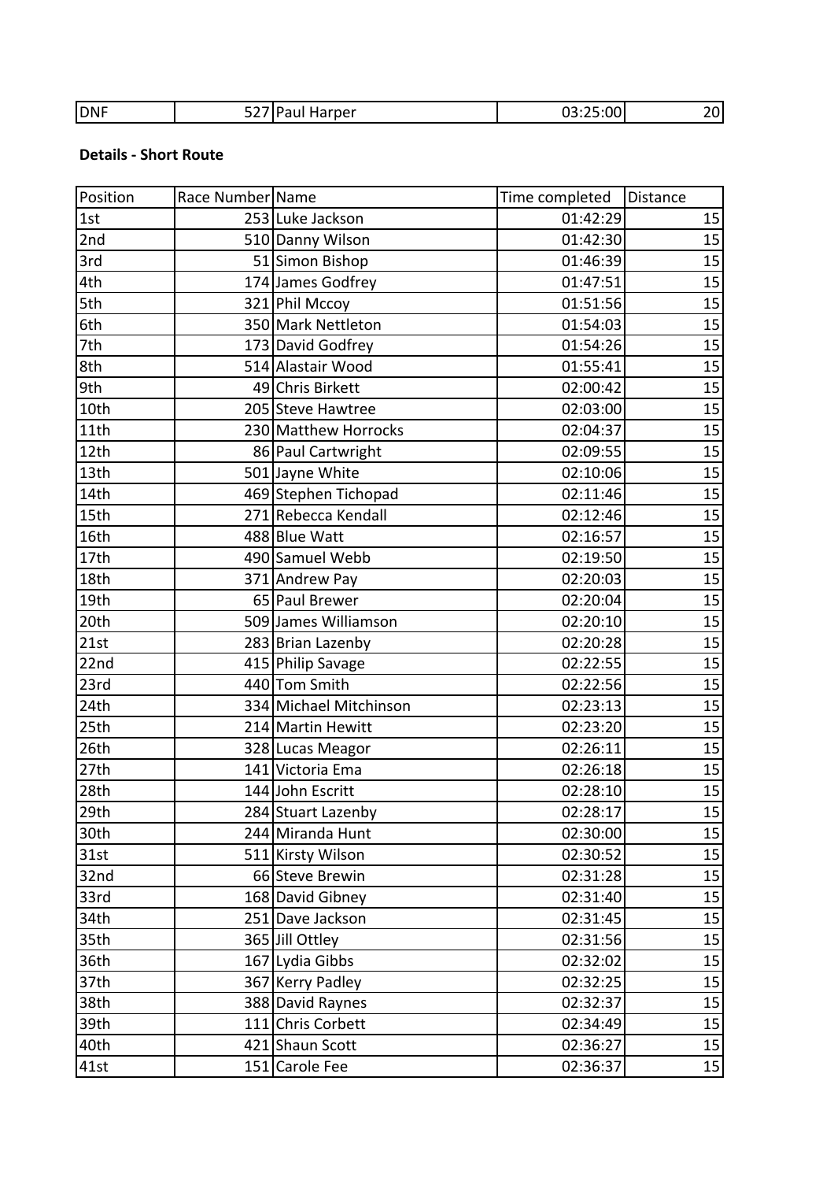| DNF | 527 | Paul Harper | 03:25:00 | 20 |
|---|---|---|---|---|

**Details - Short Route**

| Position | Race Number | Name | Time completed | Distance |
|---|---|---|---|---|
| 1st | 253 | Luke Jackson | 01:42:29 | 15 |
| 2nd | 510 | Danny Wilson | 01:42:30 | 15 |
| 3rd | 51 | Simon Bishop | 01:46:39 | 15 |
| 4th | 174 | James Godfrey | 01:47:51 | 15 |
| 5th | 321 | Phil Mccoy | 01:51:56 | 15 |
| 6th | 350 | Mark Nettleton | 01:54:03 | 15 |
| 7th | 173 | David Godfrey | 01:54:26 | 15 |
| 8th | 514 | Alastair Wood | 01:55:41 | 15 |
| 9th | 49 | Chris Birkett | 02:00:42 | 15 |
| 10th | 205 | Steve Hawtree | 02:03:00 | 15 |
| 11th | 230 | Matthew Horrocks | 02:04:37 | 15 |
| 12th | 86 | Paul Cartwright | 02:09:55 | 15 |
| 13th | 501 | Jayne White | 02:10:06 | 15 |
| 14th | 469 | Stephen Tichopad | 02:11:46 | 15 |
| 15th | 271 | Rebecca Kendall | 02:12:46 | 15 |
| 16th | 488 | Blue Watt | 02:16:57 | 15 |
| 17th | 490 | Samuel Webb | 02:19:50 | 15 |
| 18th | 371 | Andrew Pay | 02:20:03 | 15 |
| 19th | 65 | Paul Brewer | 02:20:04 | 15 |
| 20th | 509 | James Williamson | 02:20:10 | 15 |
| 21st | 283 | Brian Lazenby | 02:20:28 | 15 |
| 22nd | 415 | Philip Savage | 02:22:55 | 15 |
| 23rd | 440 | Tom Smith | 02:22:56 | 15 |
| 24th | 334 | Michael Mitchinson | 02:23:13 | 15 |
| 25th | 214 | Martin Hewitt | 02:23:20 | 15 |
| 26th | 328 | Lucas Meagor | 02:26:11 | 15 |
| 27th | 141 | Victoria Ema | 02:26:18 | 15 |
| 28th | 144 | John Escritt | 02:28:10 | 15 |
| 29th | 284 | Stuart Lazenby | 02:28:17 | 15 |
| 30th | 244 | Miranda Hunt | 02:30:00 | 15 |
| 31st | 511 | Kirsty Wilson | 02:30:52 | 15 |
| 32nd | 66 | Steve Brewin | 02:31:28 | 15 |
| 33rd | 168 | David Gibney | 02:31:40 | 15 |
| 34th | 251 | Dave Jackson | 02:31:45 | 15 |
| 35th | 365 | Jill Ottley | 02:31:56 | 15 |
| 36th | 167 | Lydia Gibbs | 02:32:02 | 15 |
| 37th | 367 | Kerry Padley | 02:32:25 | 15 |
| 38th | 388 | David Raynes | 02:32:37 | 15 |
| 39th | 111 | Chris Corbett | 02:34:49 | 15 |
| 40th | 421 | Shaun Scott | 02:36:27 | 15 |
| 41st | 151 | Carole Fee | 02:36:37 | 15 |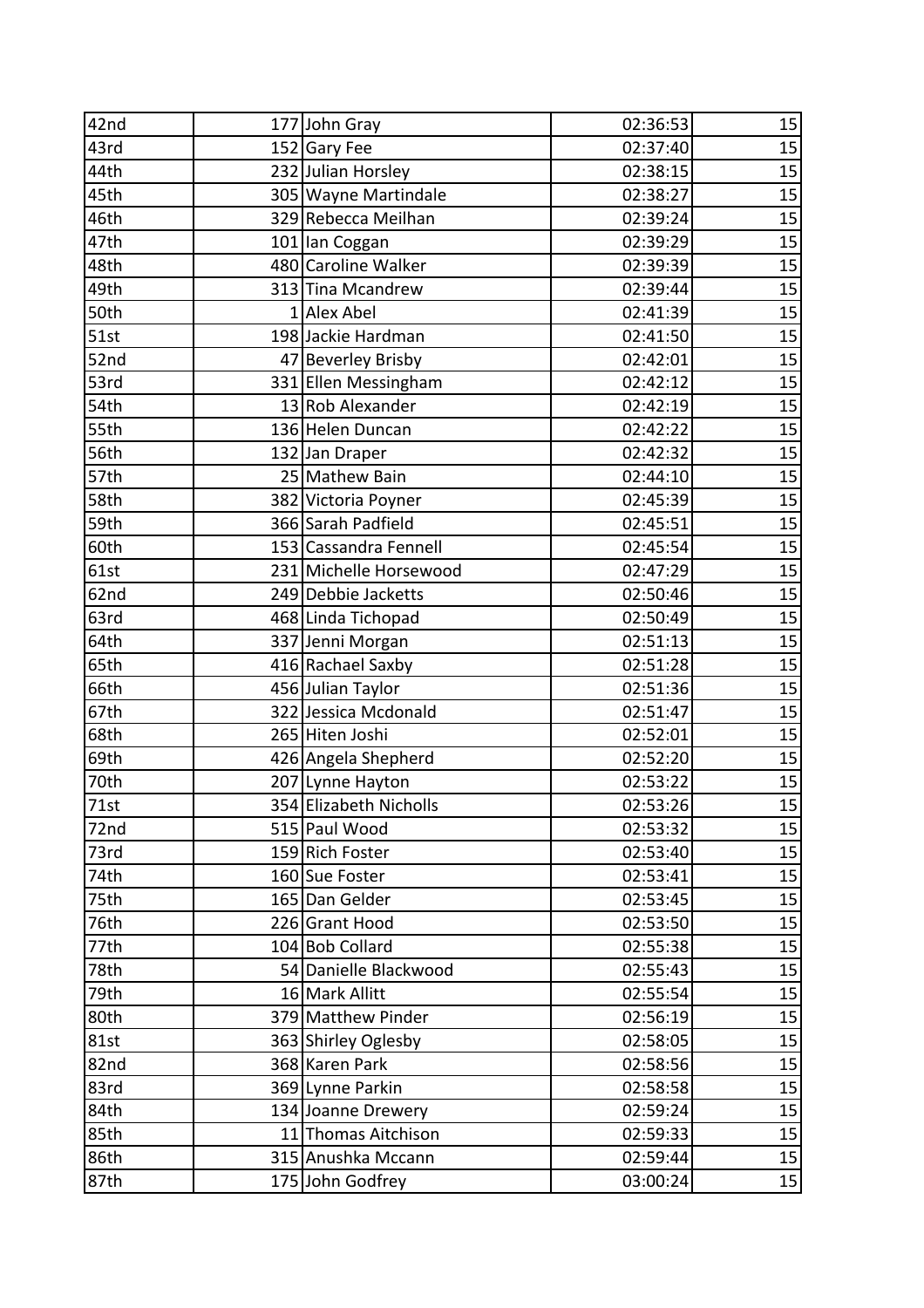| 42nd | 177 | John Gray | 02:36:53 | 15 |
|---|---|---|---|---|
| 43rd | 152 | Gary Fee | 02:37:40 | 15 |
| 44th | 232 | Julian Horsley | 02:38:15 | 15 |
| 45th | 305 | Wayne Martindale | 02:38:27 | 15 |
| 46th | 329 | Rebecca Meilhan | 02:39:24 | 15 |
| 47th | 101 | Ian Coggan | 02:39:29 | 15 |
| 48th | 480 | Caroline Walker | 02:39:39 | 15 |
| 49th | 313 | Tina Mcandrew | 02:39:44 | 15 |
| 50th | 1 | Alex Abel | 02:41:39 | 15 |
| 51st | 198 | Jackie Hardman | 02:41:50 | 15 |
| 52nd | 47 | Beverley Brisby | 02:42:01 | 15 |
| 53rd | 331 | Ellen Messingham | 02:42:12 | 15 |
| 54th | 13 | Rob Alexander | 02:42:19 | 15 |
| 55th | 136 | Helen Duncan | 02:42:22 | 15 |
| 56th | 132 | Jan Draper | 02:42:32 | 15 |
| 57th | 25 | Mathew Bain | 02:44:10 | 15 |
| 58th | 382 | Victoria Poyner | 02:45:39 | 15 |
| 59th | 366 | Sarah Padfield | 02:45:51 | 15 |
| 60th | 153 | Cassandra Fennell | 02:45:54 | 15 |
| 61st | 231 | Michelle Horsewood | 02:47:29 | 15 |
| 62nd | 249 | Debbie Jacketts | 02:50:46 | 15 |
| 63rd | 468 | Linda Tichopad | 02:50:49 | 15 |
| 64th | 337 | Jenni Morgan | 02:51:13 | 15 |
| 65th | 416 | Rachael Saxby | 02:51:28 | 15 |
| 66th | 456 | Julian Taylor | 02:51:36 | 15 |
| 67th | 322 | Jessica Mcdonald | 02:51:47 | 15 |
| 68th | 265 | Hiten Joshi | 02:52:01 | 15 |
| 69th | 426 | Angela Shepherd | 02:52:20 | 15 |
| 70th | 207 | Lynne Hayton | 02:53:22 | 15 |
| 71st | 354 | Elizabeth Nicholls | 02:53:26 | 15 |
| 72nd | 515 | Paul Wood | 02:53:32 | 15 |
| 73rd | 159 | Rich Foster | 02:53:40 | 15 |
| 74th | 160 | Sue Foster | 02:53:41 | 15 |
| 75th | 165 | Dan Gelder | 02:53:45 | 15 |
| 76th | 226 | Grant Hood | 02:53:50 | 15 |
| 77th | 104 | Bob Collard | 02:55:38 | 15 |
| 78th | 54 | Danielle Blackwood | 02:55:43 | 15 |
| 79th | 16 | Mark Allitt | 02:55:54 | 15 |
| 80th | 379 | Matthew Pinder | 02:56:19 | 15 |
| 81st | 363 | Shirley Oglesby | 02:58:05 | 15 |
| 82nd | 368 | Karen Park | 02:58:56 | 15 |
| 83rd | 369 | Lynne Parkin | 02:58:58 | 15 |
| 84th | 134 | Joanne Drewery | 02:59:24 | 15 |
| 85th | 11 | Thomas Aitchison | 02:59:33 | 15 |
| 86th | 315 | Anushka Mccann | 02:59:44 | 15 |
| 87th | 175 | John Godfrey | 03:00:24 | 15 |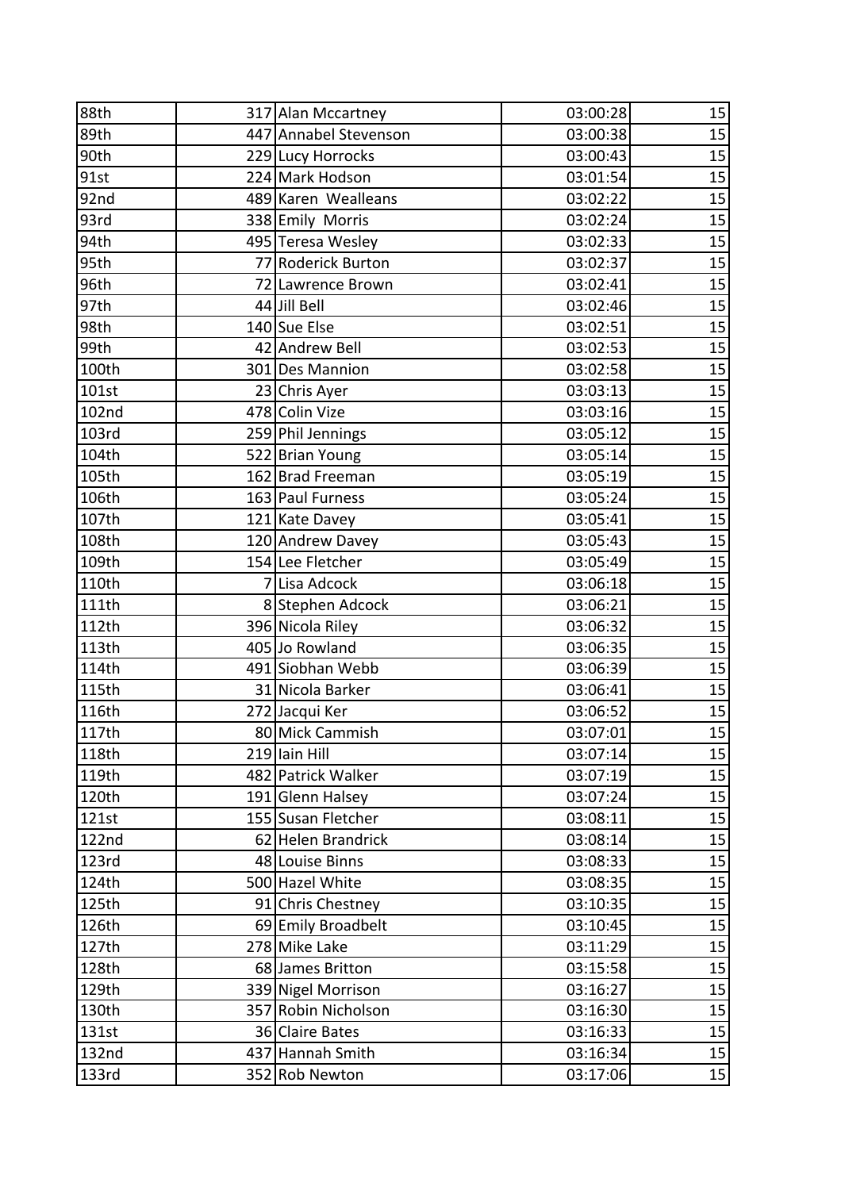| 88th | 317 | Alan Mccartney | 03:00:28 | 15 |
|---|---|---|---|---|
| 89th | 447 | Annabel Stevenson | 03:00:38 | 15 |
| 90th | 229 | Lucy Horrocks | 03:00:43 | 15 |
| 91st | 224 | Mark Hodson | 03:01:54 | 15 |
| 92nd | 489 | Karen Wealleans | 03:02:22 | 15 |
| 93rd | 338 | Emily Morris | 03:02:24 | 15 |
| 94th | 495 | Teresa Wesley | 03:02:33 | 15 |
| 95th | 77 | Roderick Burton | 03:02:37 | 15 |
| 96th | 72 | Lawrence Brown | 03:02:41 | 15 |
| 97th | 44 | Jill Bell | 03:02:46 | 15 |
| 98th | 140 | Sue Else | 03:02:51 | 15 |
| 99th | 42 | Andrew Bell | 03:02:53 | 15 |
| 100th | 301 | Des Mannion | 03:02:58 | 15 |
| 101st | 23 | Chris Ayer | 03:03:13 | 15 |
| 102nd | 478 | Colin Vize | 03:03:16 | 15 |
| 103rd | 259 | Phil Jennings | 03:05:12 | 15 |
| 104th | 522 | Brian Young | 03:05:14 | 15 |
| 105th | 162 | Brad Freeman | 03:05:19 | 15 |
| 106th | 163 | Paul Furness | 03:05:24 | 15 |
| 107th | 121 | Kate Davey | 03:05:41 | 15 |
| 108th | 120 | Andrew Davey | 03:05:43 | 15 |
| 109th | 154 | Lee Fletcher | 03:05:49 | 15 |
| 110th | 7 | Lisa Adcock | 03:06:18 | 15 |
| 111th | 8 | Stephen Adcock | 03:06:21 | 15 |
| 112th | 396 | Nicola Riley | 03:06:32 | 15 |
| 113th | 405 | Jo Rowland | 03:06:35 | 15 |
| 114th | 491 | Siobhan Webb | 03:06:39 | 15 |
| 115th | 31 | Nicola Barker | 03:06:41 | 15 |
| 116th | 272 | Jacqui Ker | 03:06:52 | 15 |
| 117th | 80 | Mick Cammish | 03:07:01 | 15 |
| 118th | 219 | Iain Hill | 03:07:14 | 15 |
| 119th | 482 | Patrick Walker | 03:07:19 | 15 |
| 120th | 191 | Glenn Halsey | 03:07:24 | 15 |
| 121st | 155 | Susan Fletcher | 03:08:11 | 15 |
| 122nd | 62 | Helen Brandrick | 03:08:14 | 15 |
| 123rd | 48 | Louise Binns | 03:08:33 | 15 |
| 124th | 500 | Hazel White | 03:08:35 | 15 |
| 125th | 91 | Chris Chestney | 03:10:35 | 15 |
| 126th | 69 | Emily Broadbelt | 03:10:45 | 15 |
| 127th | 278 | Mike Lake | 03:11:29 | 15 |
| 128th | 68 | James Britton | 03:15:58 | 15 |
| 129th | 339 | Nigel Morrison | 03:16:27 | 15 |
| 130th | 357 | Robin Nicholson | 03:16:30 | 15 |
| 131st | 36 | Claire Bates | 03:16:33 | 15 |
| 132nd | 437 | Hannah Smith | 03:16:34 | 15 |
| 133rd | 352 | Rob Newton | 03:17:06 | 15 |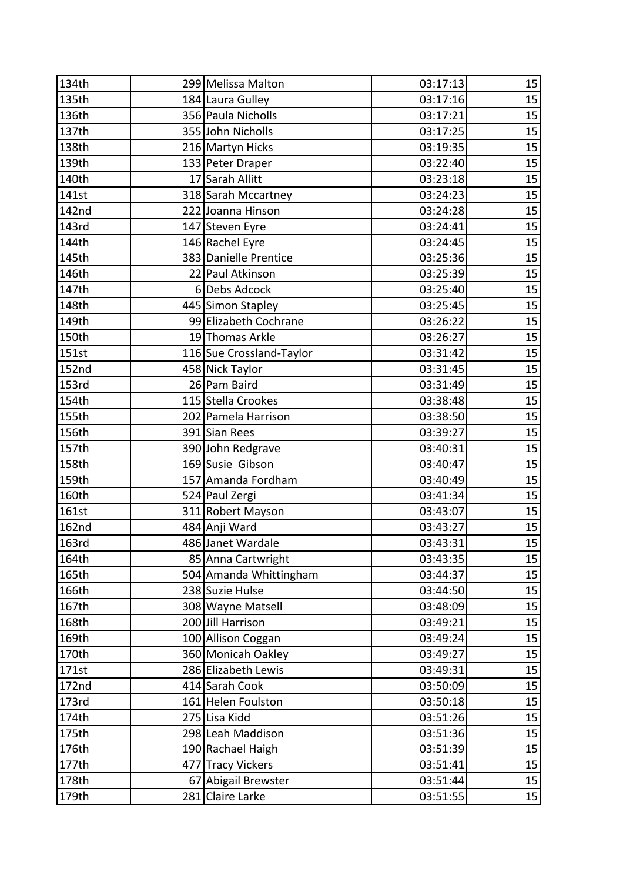| 134th | 299 | Melissa Malton | 03:17:13 | 15 |
|---|---|---|---|---|
| 135th | 184 | Laura Gulley | 03:17:16 | 15 |
| 136th | 356 | Paula Nicholls | 03:17:21 | 15 |
| 137th | 355 | John Nicholls | 03:17:25 | 15 |
| 138th | 216 | Martyn Hicks | 03:19:35 | 15 |
| 139th | 133 | Peter Draper | 03:22:40 | 15 |
| 140th | 17 | Sarah Allitt | 03:23:18 | 15 |
| 141st | 318 | Sarah Mccartney | 03:24:23 | 15 |
| 142nd | 222 | Joanna Hinson | 03:24:28 | 15 |
| 143rd | 147 | Steven Eyre | 03:24:41 | 15 |
| 144th | 146 | Rachel Eyre | 03:24:45 | 15 |
| 145th | 383 | Danielle Prentice | 03:25:36 | 15 |
| 146th | 22 | Paul Atkinson | 03:25:39 | 15 |
| 147th | 6 | Debs Adcock | 03:25:40 | 15 |
| 148th | 445 | Simon Stapley | 03:25:45 | 15 |
| 149th | 99 | Elizabeth Cochrane | 03:26:22 | 15 |
| 150th | 19 | Thomas Arkle | 03:26:27 | 15 |
| 151st | 116 | Sue Crossland-Taylor | 03:31:42 | 15 |
| 152nd | 458 | Nick Taylor | 03:31:45 | 15 |
| 153rd | 26 | Pam Baird | 03:31:49 | 15 |
| 154th | 115 | Stella Crookes | 03:38:48 | 15 |
| 155th | 202 | Pamela Harrison | 03:38:50 | 15 |
| 156th | 391 | Sian Rees | 03:39:27 | 15 |
| 157th | 390 | John Redgrave | 03:40:31 | 15 |
| 158th | 169 | Susie Gibson | 03:40:47 | 15 |
| 159th | 157 | Amanda Fordham | 03:40:49 | 15 |
| 160th | 524 | Paul Zergi | 03:41:34 | 15 |
| 161st | 311 | Robert Mayson | 03:43:07 | 15 |
| 162nd | 484 | Anji Ward | 03:43:27 | 15 |
| 163rd | 486 | Janet Wardale | 03:43:31 | 15 |
| 164th | 85 | Anna Cartwright | 03:43:35 | 15 |
| 165th | 504 | Amanda Whittingham | 03:44:37 | 15 |
| 166th | 238 | Suzie Hulse | 03:44:50 | 15 |
| 167th | 308 | Wayne Matsell | 03:48:09 | 15 |
| 168th | 200 | Jill Harrison | 03:49:21 | 15 |
| 169th | 100 | Allison Coggan | 03:49:24 | 15 |
| 170th | 360 | Monicah Oakley | 03:49:27 | 15 |
| 171st | 286 | Elizabeth Lewis | 03:49:31 | 15 |
| 172nd | 414 | Sarah Cook | 03:50:09 | 15 |
| 173rd | 161 | Helen Foulston | 03:50:18 | 15 |
| 174th | 275 | Lisa Kidd | 03:51:26 | 15 |
| 175th | 298 | Leah Maddison | 03:51:36 | 15 |
| 176th | 190 | Rachael Haigh | 03:51:39 | 15 |
| 177th | 477 | Tracy Vickers | 03:51:41 | 15 |
| 178th | 67 | Abigail Brewster | 03:51:44 | 15 |
| 179th | 281 | Claire Larke | 03:51:55 | 15 |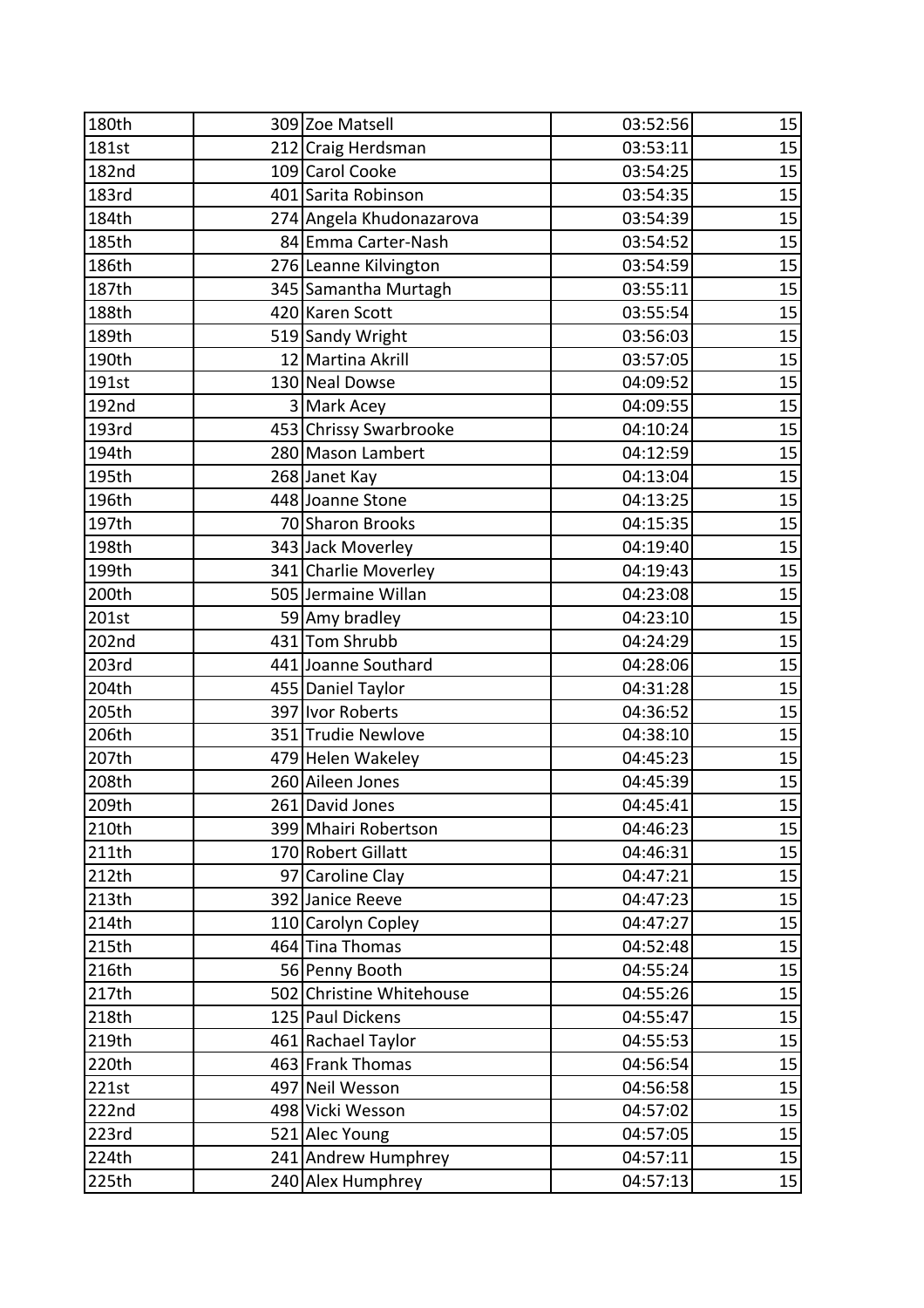| 180th | 309 | Zoe Matsell | 03:52:56 | 15 |
|---|---|---|---|---|
| 181st | 212 | Craig Herdsman | 03:53:11 | 15 |
| 182nd | 109 | Carol Cooke | 03:54:25 | 15 |
| 183rd | 401 | Sarita Robinson | 03:54:35 | 15 |
| 184th | 274 | Angela Khudonazarova | 03:54:39 | 15 |
| 185th | 84 | Emma Carter-Nash | 03:54:52 | 15 |
| 186th | 276 | Leanne Kilvington | 03:54:59 | 15 |
| 187th | 345 | Samantha Murtagh | 03:55:11 | 15 |
| 188th | 420 | Karen Scott | 03:55:54 | 15 |
| 189th | 519 | Sandy Wright | 03:56:03 | 15 |
| 190th | 12 | Martina Akrill | 03:57:05 | 15 |
| 191st | 130 | Neal Dowse | 04:09:52 | 15 |
| 192nd | 3 | Mark Acey | 04:09:55 | 15 |
| 193rd | 453 | Chrissy Swarbrooke | 04:10:24 | 15 |
| 194th | 280 | Mason Lambert | 04:12:59 | 15 |
| 195th | 268 | Janet Kay | 04:13:04 | 15 |
| 196th | 448 | Joanne Stone | 04:13:25 | 15 |
| 197th | 70 | Sharon Brooks | 04:15:35 | 15 |
| 198th | 343 | Jack Moverley | 04:19:40 | 15 |
| 199th | 341 | Charlie Moverley | 04:19:43 | 15 |
| 200th | 505 | Jermaine Willan | 04:23:08 | 15 |
| 201st | 59 | Amy bradley | 04:23:10 | 15 |
| 202nd | 431 | Tom Shrubb | 04:24:29 | 15 |
| 203rd | 441 | Joanne Southard | 04:28:06 | 15 |
| 204th | 455 | Daniel Taylor | 04:31:28 | 15 |
| 205th | 397 | Ivor Roberts | 04:36:52 | 15 |
| 206th | 351 | Trudie Newlove | 04:38:10 | 15 |
| 207th | 479 | Helen Wakeley | 04:45:23 | 15 |
| 208th | 260 | Aileen Jones | 04:45:39 | 15 |
| 209th | 261 | David Jones | 04:45:41 | 15 |
| 210th | 399 | Mhairi Robertson | 04:46:23 | 15 |
| 211th | 170 | Robert Gillatt | 04:46:31 | 15 |
| 212th | 97 | Caroline Clay | 04:47:21 | 15 |
| 213th | 392 | Janice Reeve | 04:47:23 | 15 |
| 214th | 110 | Carolyn Copley | 04:47:27 | 15 |
| 215th | 464 | Tina Thomas | 04:52:48 | 15 |
| 216th | 56 | Penny Booth | 04:55:24 | 15 |
| 217th | 502 | Christine Whitehouse | 04:55:26 | 15 |
| 218th | 125 | Paul Dickens | 04:55:47 | 15 |
| 219th | 461 | Rachael Taylor | 04:55:53 | 15 |
| 220th | 463 | Frank Thomas | 04:56:54 | 15 |
| 221st | 497 | Neil Wesson | 04:56:58 | 15 |
| 222nd | 498 | Vicki Wesson | 04:57:02 | 15 |
| 223rd | 521 | Alec Young | 04:57:05 | 15 |
| 224th | 241 | Andrew Humphrey | 04:57:11 | 15 |
| 225th | 240 | Alex Humphrey | 04:57:13 | 15 |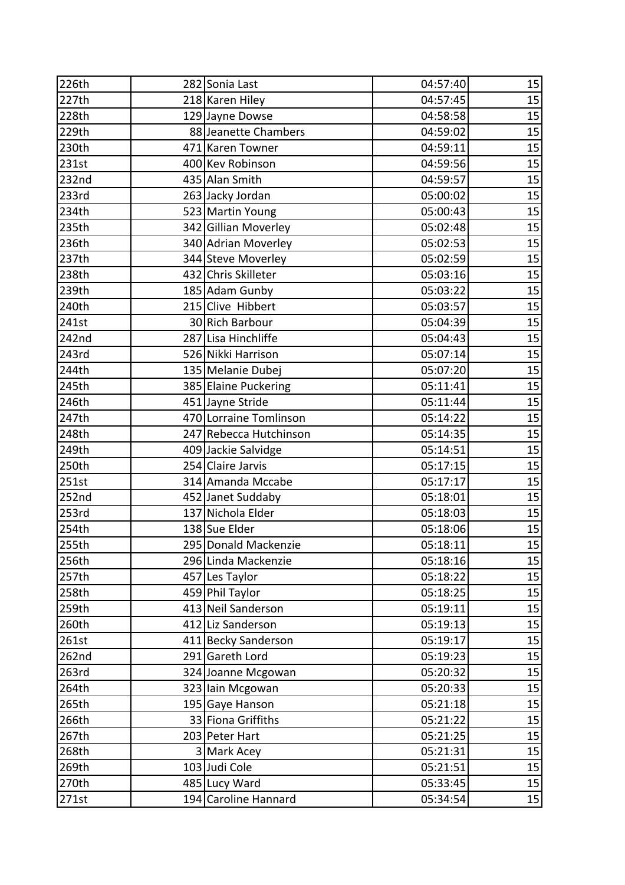| | | | | |
|---|---|---|---|---|
| 226th | 282 | Sonia Last | 04:57:40 | 15 |
| 227th | 218 | Karen Hiley | 04:57:45 | 15 |
| 228th | 129 | Jayne Dowse | 04:58:58 | 15 |
| 229th | 88 | Jeanette Chambers | 04:59:02 | 15 |
| 230th | 471 | Karen Towner | 04:59:11 | 15 |
| 231st | 400 | Kev Robinson | 04:59:56 | 15 |
| 232nd | 435 | Alan Smith | 04:59:57 | 15 |
| 233rd | 263 | Jacky Jordan | 05:00:02 | 15 |
| 234th | 523 | Martin Young | 05:00:43 | 15 |
| 235th | 342 | Gillian Moverley | 05:02:48 | 15 |
| 236th | 340 | Adrian Moverley | 05:02:53 | 15 |
| 237th | 344 | Steve Moverley | 05:02:59 | 15 |
| 238th | 432 | Chris Skilleter | 05:03:16 | 15 |
| 239th | 185 | Adam Gunby | 05:03:22 | 15 |
| 240th | 215 | Clive  Hibbert | 05:03:57 | 15 |
| 241st | 30 | Rich Barbour | 05:04:39 | 15 |
| 242nd | 287 | Lisa Hinchliffe | 05:04:43 | 15 |
| 243rd | 526 | Nikki Harrison | 05:07:14 | 15 |
| 244th | 135 | Melanie Dubej | 05:07:20 | 15 |
| 245th | 385 | Elaine Puckering | 05:11:41 | 15 |
| 246th | 451 | Jayne Stride | 05:11:44 | 15 |
| 247th | 470 | Lorraine Tomlinson | 05:14:22 | 15 |
| 248th | 247 | Rebecca Hutchinson | 05:14:35 | 15 |
| 249th | 409 | Jackie Salvidge | 05:14:51 | 15 |
| 250th | 254 | Claire Jarvis | 05:17:15 | 15 |
| 251st | 314 | Amanda Mccabe | 05:17:17 | 15 |
| 252nd | 452 | Janet Suddaby | 05:18:01 | 15 |
| 253rd | 137 | Nichola Elder | 05:18:03 | 15 |
| 254th | 138 | Sue Elder | 05:18:06 | 15 |
| 255th | 295 | Donald Mackenzie | 05:18:11 | 15 |
| 256th | 296 | Linda Mackenzie | 05:18:16 | 15 |
| 257th | 457 | Les Taylor | 05:18:22 | 15 |
| 258th | 459 | Phil Taylor | 05:18:25 | 15 |
| 259th | 413 | Neil Sanderson | 05:19:11 | 15 |
| 260th | 412 | Liz Sanderson | 05:19:13 | 15 |
| 261st | 411 | Becky Sanderson | 05:19:17 | 15 |
| 262nd | 291 | Gareth Lord | 05:19:23 | 15 |
| 263rd | 324 | Joanne Mcgowan | 05:20:32 | 15 |
| 264th | 323 | Iain Mcgowan | 05:20:33 | 15 |
| 265th | 195 | Gaye Hanson | 05:21:18 | 15 |
| 266th | 33 | Fiona Griffiths | 05:21:22 | 15 |
| 267th | 203 | Peter Hart | 05:21:25 | 15 |
| 268th | 3 | Mark Acey | 05:21:31 | 15 |
| 269th | 103 | Judi Cole | 05:21:51 | 15 |
| 270th | 485 | Lucy Ward | 05:33:45 | 15 |
| 271st | 194 | Caroline Hannard | 05:34:54 | 15 |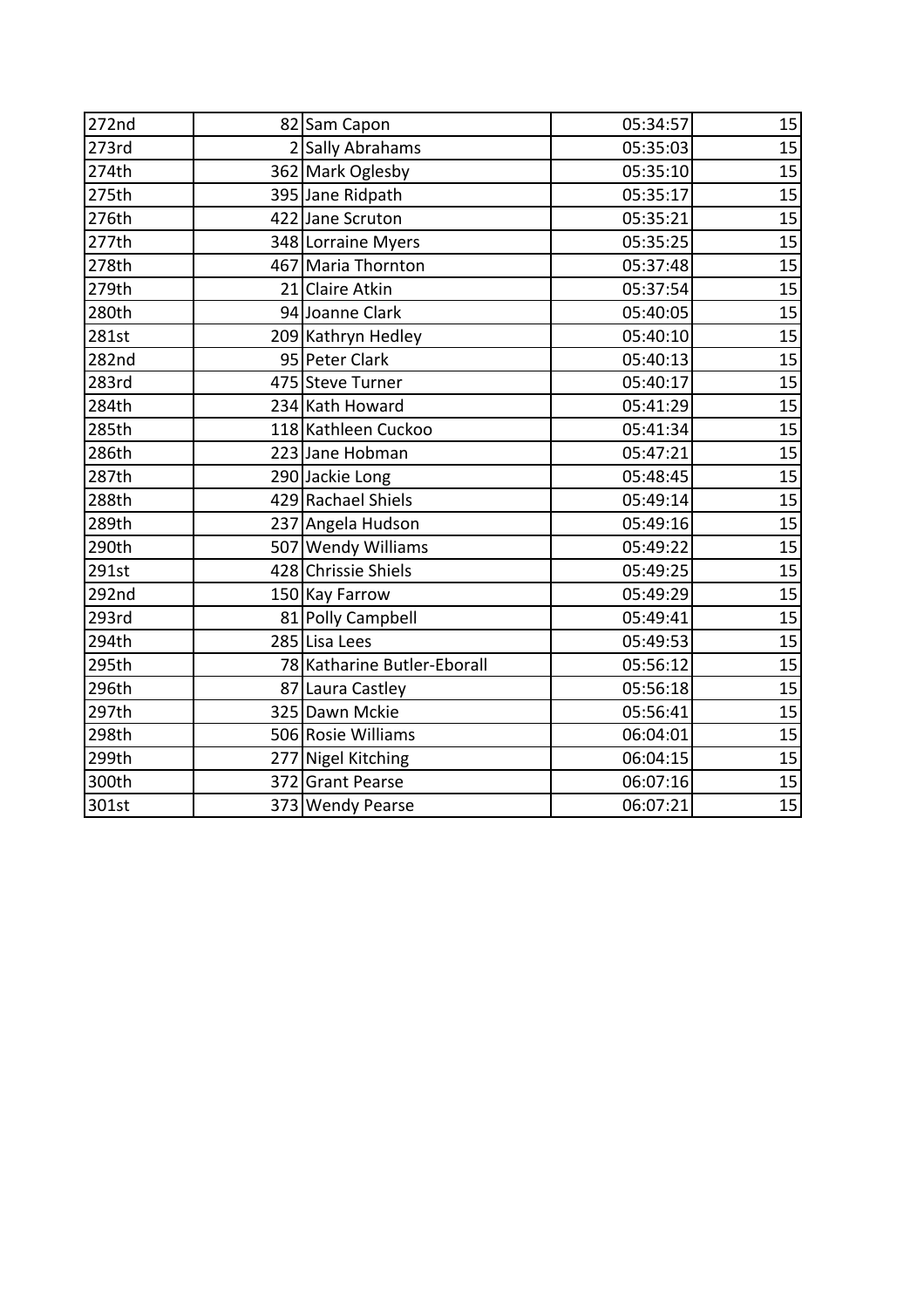| 272nd | 82 | Sam Capon | 05:34:57 | 15 |
|---|---|---|---|---|
| 273rd | 2 | Sally Abrahams | 05:35:03 | 15 |
| 274th | 362 | Mark Oglesby | 05:35:10 | 15 |
| 275th | 395 | Jane Ridpath | 05:35:17 | 15 |
| 276th | 422 | Jane Scruton | 05:35:21 | 15 |
| 277th | 348 | Lorraine Myers | 05:35:25 | 15 |
| 278th | 467 | Maria Thornton | 05:37:48 | 15 |
| 279th | 21 | Claire Atkin | 05:37:54 | 15 |
| 280th | 94 | Joanne Clark | 05:40:05 | 15 |
| 281st | 209 | Kathryn Hedley | 05:40:10 | 15 |
| 282nd | 95 | Peter Clark | 05:40:13 | 15 |
| 283rd | 475 | Steve Turner | 05:40:17 | 15 |
| 284th | 234 | Kath Howard | 05:41:29 | 15 |
| 285th | 118 | Kathleen Cuckoo | 05:41:34 | 15 |
| 286th | 223 | Jane Hobman | 05:47:21 | 15 |
| 287th | 290 | Jackie Long | 05:48:45 | 15 |
| 288th | 429 | Rachael Shiels | 05:49:14 | 15 |
| 289th | 237 | Angela Hudson | 05:49:16 | 15 |
| 290th | 507 | Wendy Williams | 05:49:22 | 15 |
| 291st | 428 | Chrissie Shiels | 05:49:25 | 15 |
| 292nd | 150 | Kay Farrow | 05:49:29 | 15 |
| 293rd | 81 | Polly Campbell | 05:49:41 | 15 |
| 294th | 285 | Lisa Lees | 05:49:53 | 15 |
| 295th | 78 | Katharine Butler-Eborall | 05:56:12 | 15 |
| 296th | 87 | Laura Castley | 05:56:18 | 15 |
| 297th | 325 | Dawn Mckie | 05:56:41 | 15 |
| 298th | 506 | Rosie Williams | 06:04:01 | 15 |
| 299th | 277 | Nigel Kitching | 06:04:15 | 15 |
| 300th | 372 | Grant Pearse | 06:07:16 | 15 |
| 301st | 373 | Wendy Pearse | 06:07:21 | 15 |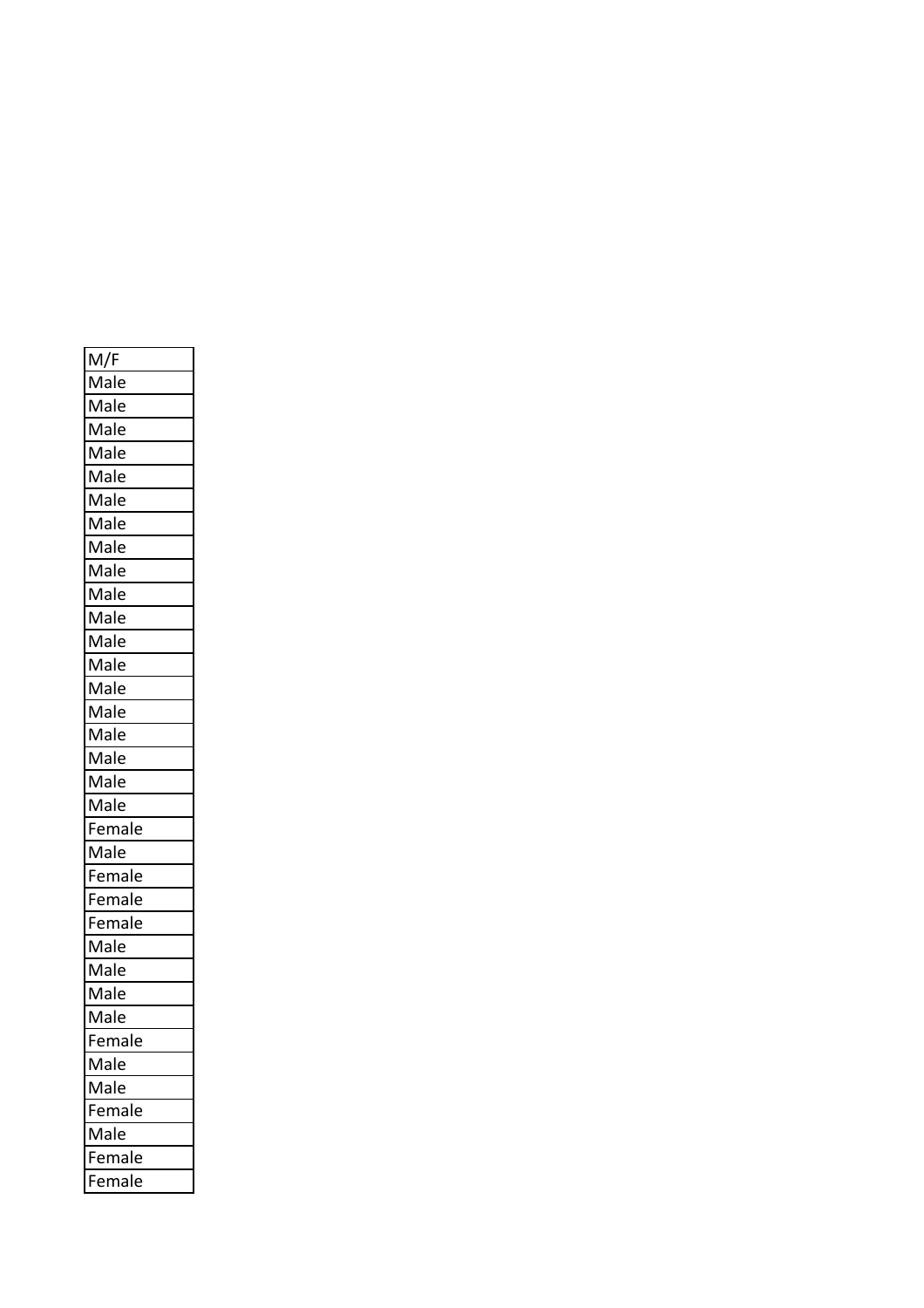| M/F |
| --- |
| Male |
| Male |
| Male |
| Male |
| Male |
| Male |
| Male |
| Male |
| Male |
| Male |
| Male |
| Male |
| Male |
| Male |
| Male |
| Male |
| Male |
| Male |
| Male |
| Female |
| Male |
| Female |
| Female |
| Female |
| Male |
| Male |
| Male |
| Male |
| Female |
| Male |
| Male |
| Female |
| Male |
| Female |
| Female |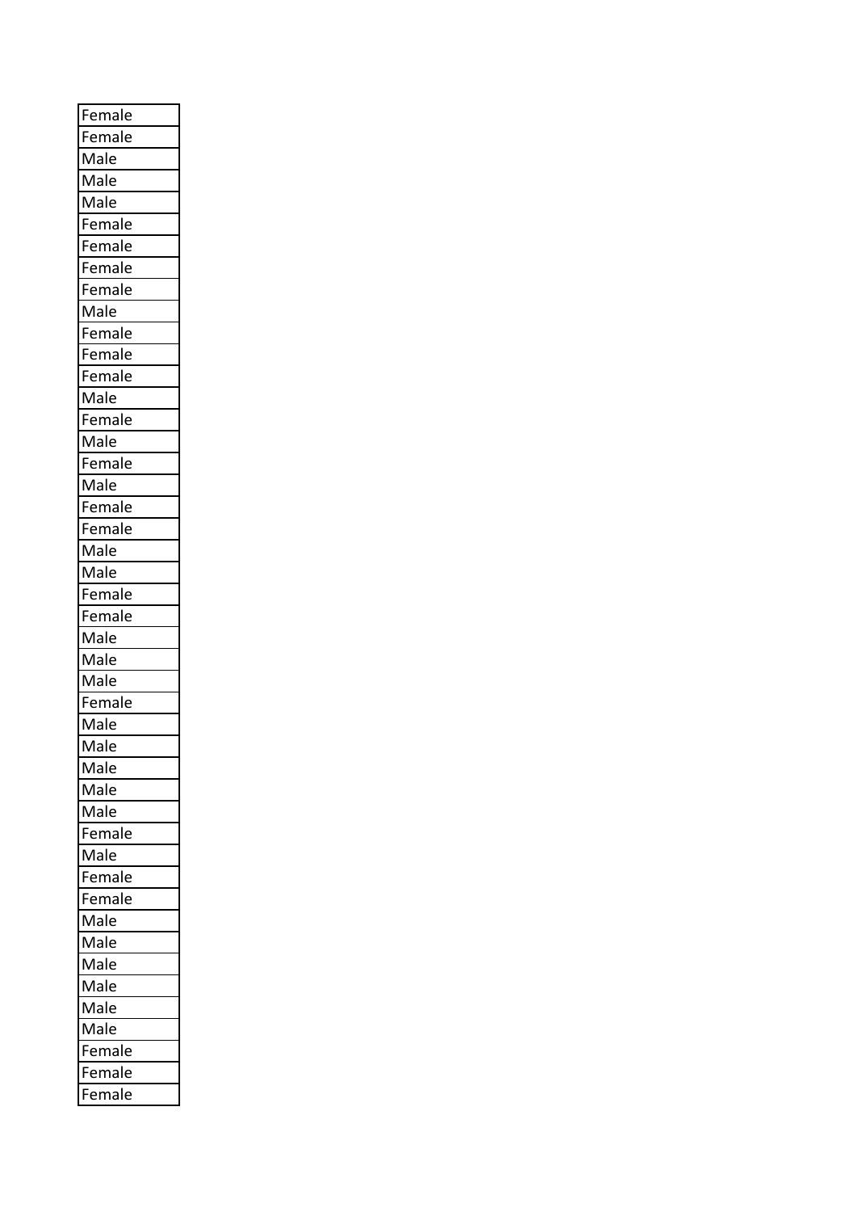| Female |
|---|
| Female |
| Male |
| Male |
| Male |
| Female |
| Female |
| Female |
| Female |
| Male |
| Female |
| Female |
| Female |
| Male |
| Female |
| Male |
| Female |
| Male |
| Female |
| Female |
| Male |
| Male |
| Female |
| Female |
| Male |
| Male |
| Male |
| Female |
| Male |
| Male |
| Male |
| Male |
| Male |
| Female |
| Male |
| Female |
| Female |
| Male |
| Male |
| Male |
| Male |
| Male |
| Male |
| Female |
| Female |
| Female |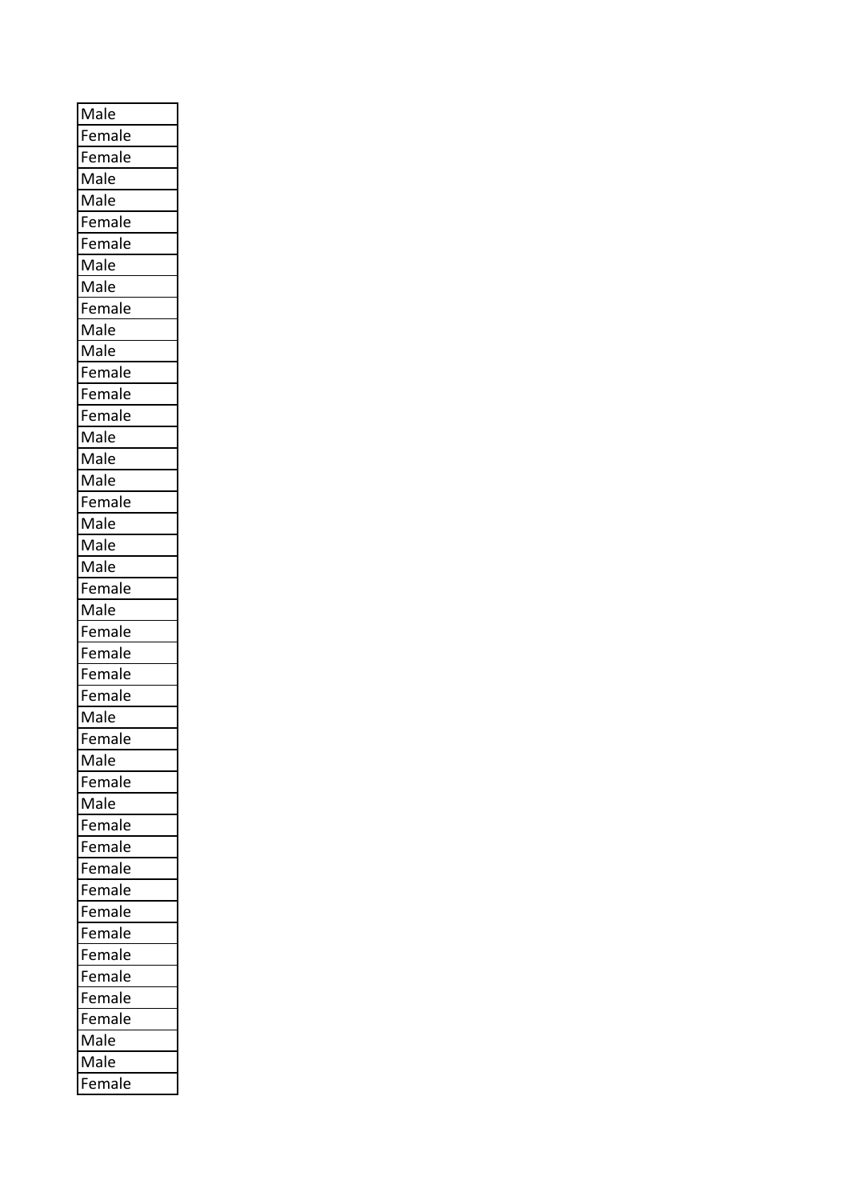| Male |
| --- |
| Female |
| Female |
| Male |
| Male |
| Female |
| Female |
| Male |
| Male |
| Female |
| Male |
| Male |
| Female |
| Female |
| Female |
| Male |
| Male |
| Male |
| Female |
| Male |
| Male |
| Male |
| Female |
| Male |
| Female |
| Female |
| Female |
| Female |
| Male |
| Female |
| Male |
| Female |
| Male |
| Female |
| Female |
| Female |
| Female |
| Female |
| Female |
| Female |
| Female |
| Female |
| Female |
| Male |
| Male |
| Female |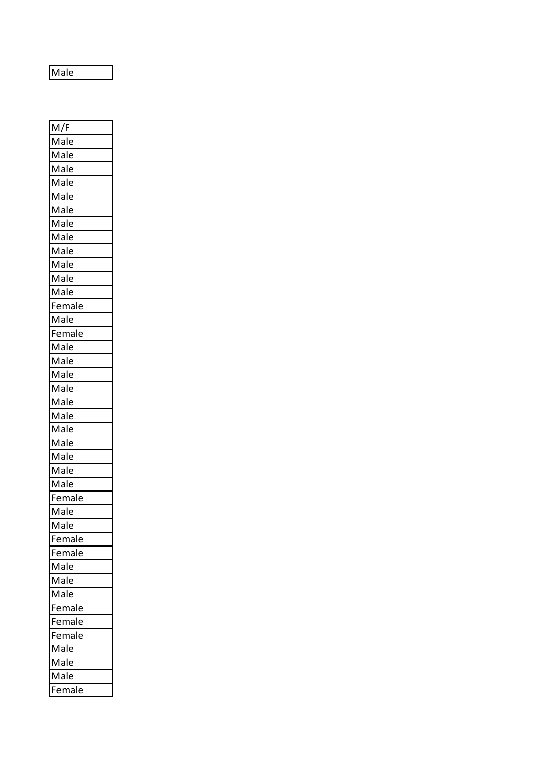| Male |
|---|

| M/F |
|---|
| Male |
| Male |
| Male |
| Male |
| Male |
| Male |
| Male |
| Male |
| Male |
| Male |
| Male |
| Male |
| Female |
| Male |
| Female |
| Male |
| Male |
| Male |
| Male |
| Male |
| Male |
| Male |
| Male |
| Male |
| Male |
| Male |
| Female |
| Male |
| Male |
| Female |
| Female |
| Male |
| Male |
| Male |
| Female |
| Female |
| Female |
| Male |
| Male |
| Male |
| Female |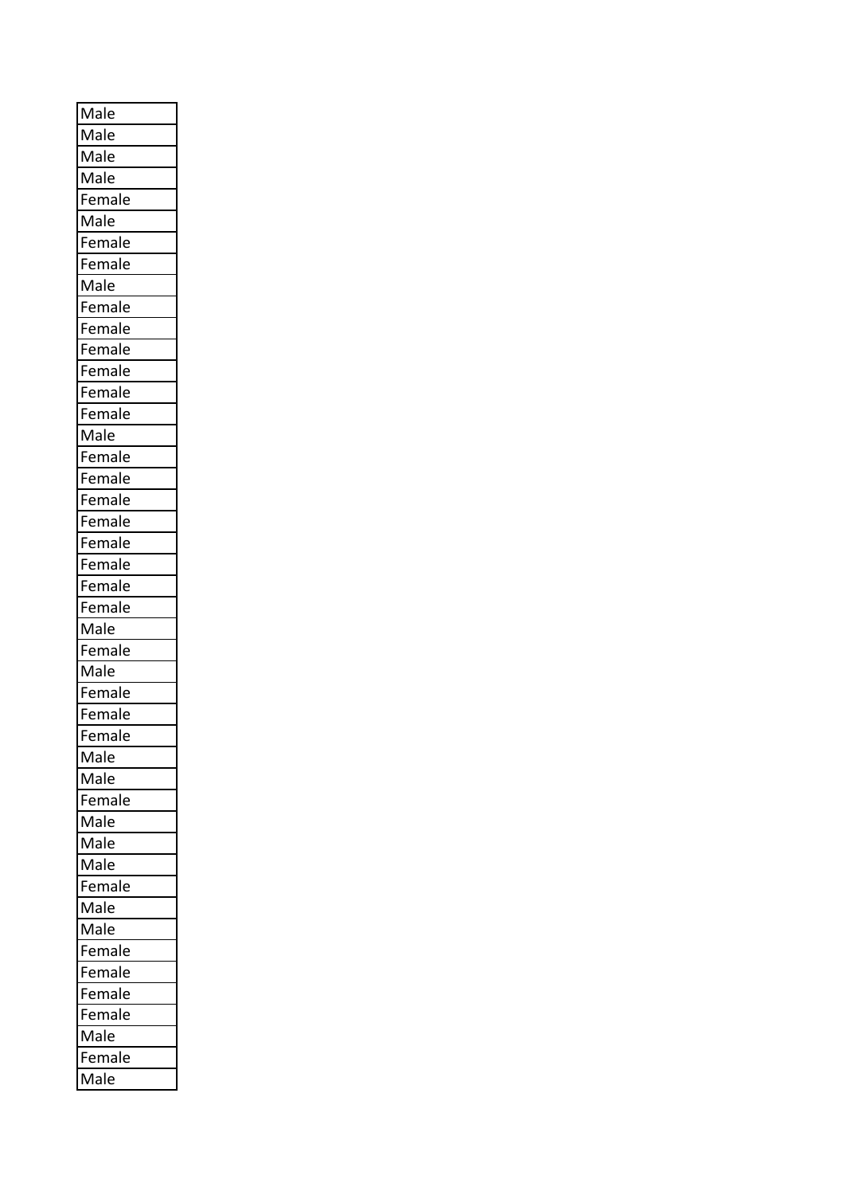| |
|---|
| Male |
| Male |
| Male |
| Male |
| Female |
| Male |
| Female |
| Female |
| Male |
| Female |
| Female |
| Female |
| Female |
| Female |
| Female |
| Male |
| Female |
| Female |
| Female |
| Female |
| Female |
| Female |
| Female |
| Female |
| Male |
| Female |
| Male |
| Female |
| Female |
| Female |
| Male |
| Male |
| Female |
| Male |
| Male |
| Male |
| Female |
| Male |
| Male |
| Female |
| Female |
| Female |
| Female |
| Male |
| Female |
| Male |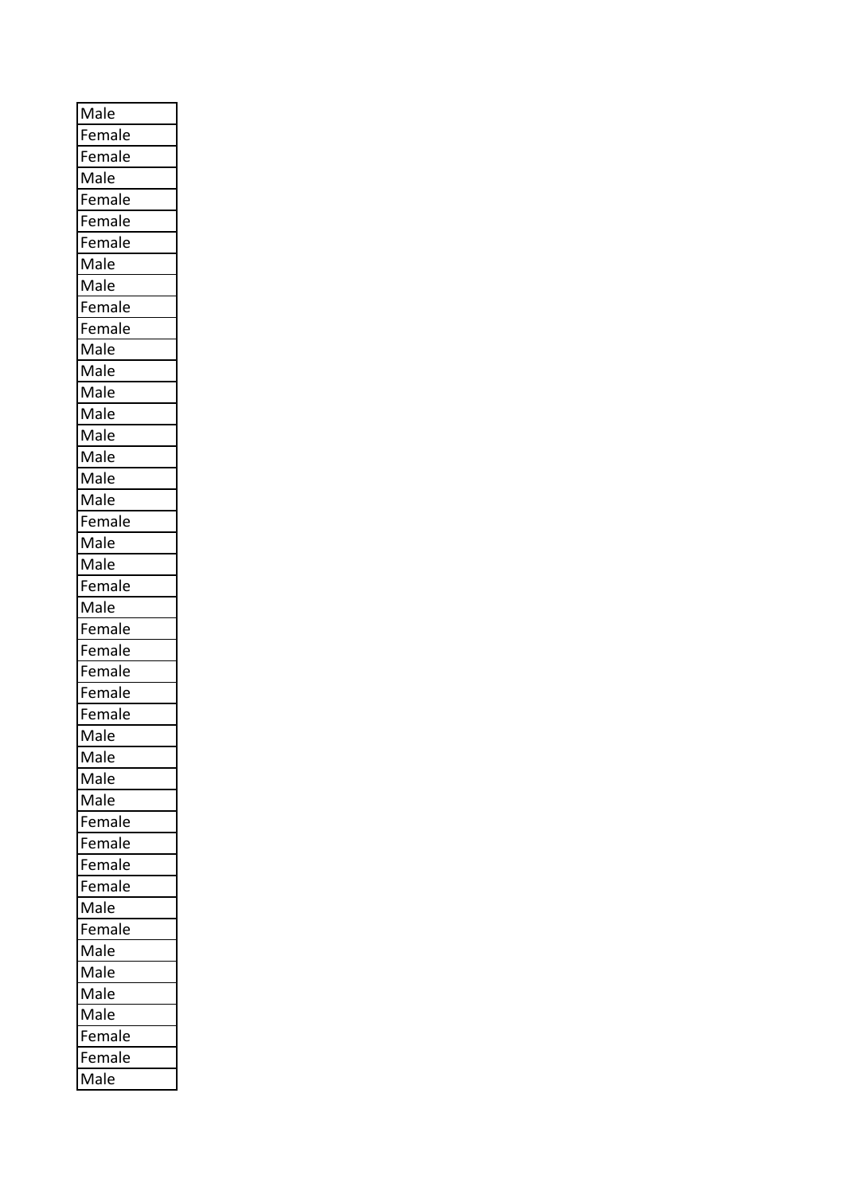| Male |
| --- |
| Female |
| Female |
| Male |
| Female |
| Female |
| Female |
| Male |
| Male |
| Female |
| Female |
| Male |
| Male |
| Male |
| Male |
| Male |
| Male |
| Male |
| Male |
| Female |
| Male |
| Male |
| Female |
| Male |
| Female |
| Female |
| Female |
| Female |
| Female |
| Male |
| Male |
| Male |
| Male |
| Female |
| Female |
| Female |
| Female |
| Male |
| Female |
| Male |
| Male |
| Male |
| Male |
| Female |
| Female |
| Male |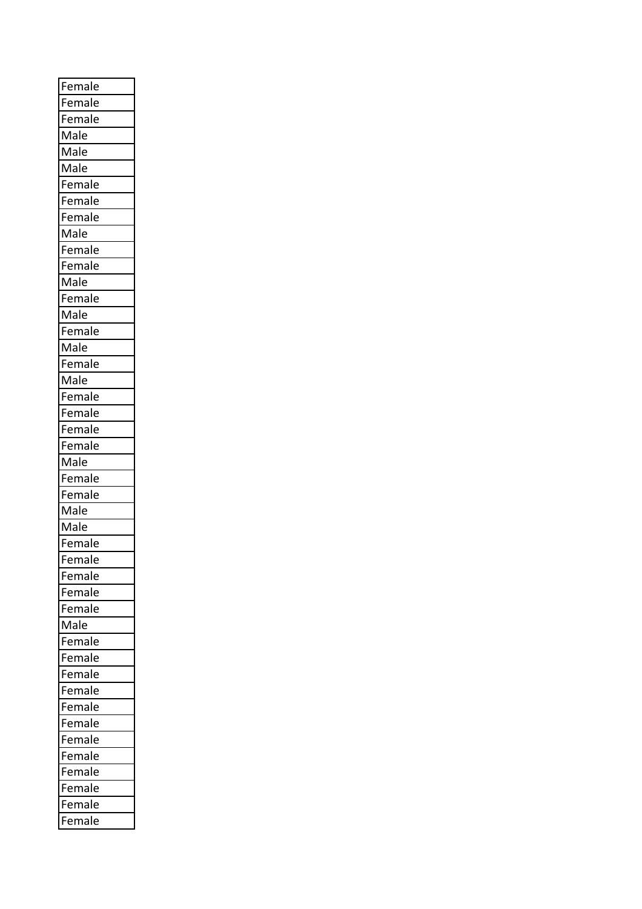| Female |
|---|
| Female |
| Female |
| Male |
| Male |
| Male |
| Female |
| Female |
| Female |
| Male |
| Female |
| Female |
| Male |
| Female |
| Male |
| Female |
| Male |
| Female |
| Male |
| Female |
| Female |
| Female |
| Female |
| Male |
| Female |
| Female |
| Male |
| Male |
| Female |
| Female |
| Female |
| Female |
| Female |
| Male |
| Female |
| Female |
| Female |
| Female |
| Female |
| Female |
| Female |
| Female |
| Female |
| Female |
| Female |
| Female |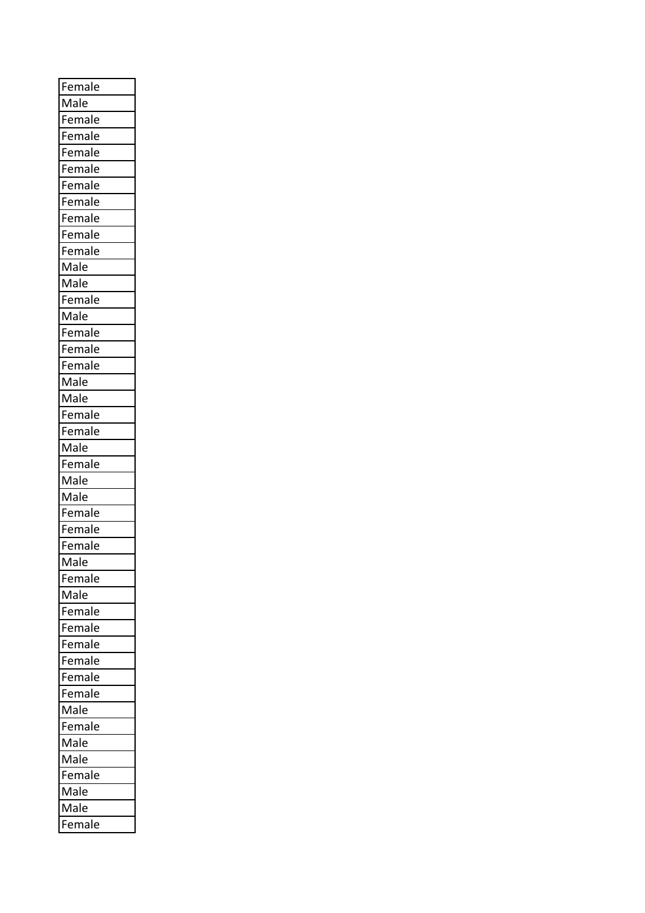| Female |
|---|
| Male |
| Female |
| Female |
| Female |
| Female |
| Female |
| Female |
| Female |
| Female |
| Female |
| Male |
| Male |
| Female |
| Male |
| Female |
| Female |
| Female |
| Male |
| Male |
| Female |
| Female |
| Male |
| Female |
| Male |
| Male |
| Female |
| Female |
| Female |
| Male |
| Female |
| Male |
| Female |
| Female |
| Female |
| Female |
| Female |
| Female |
| Male |
| Female |
| Male |
| Male |
| Female |
| Male |
| Male |
| Female |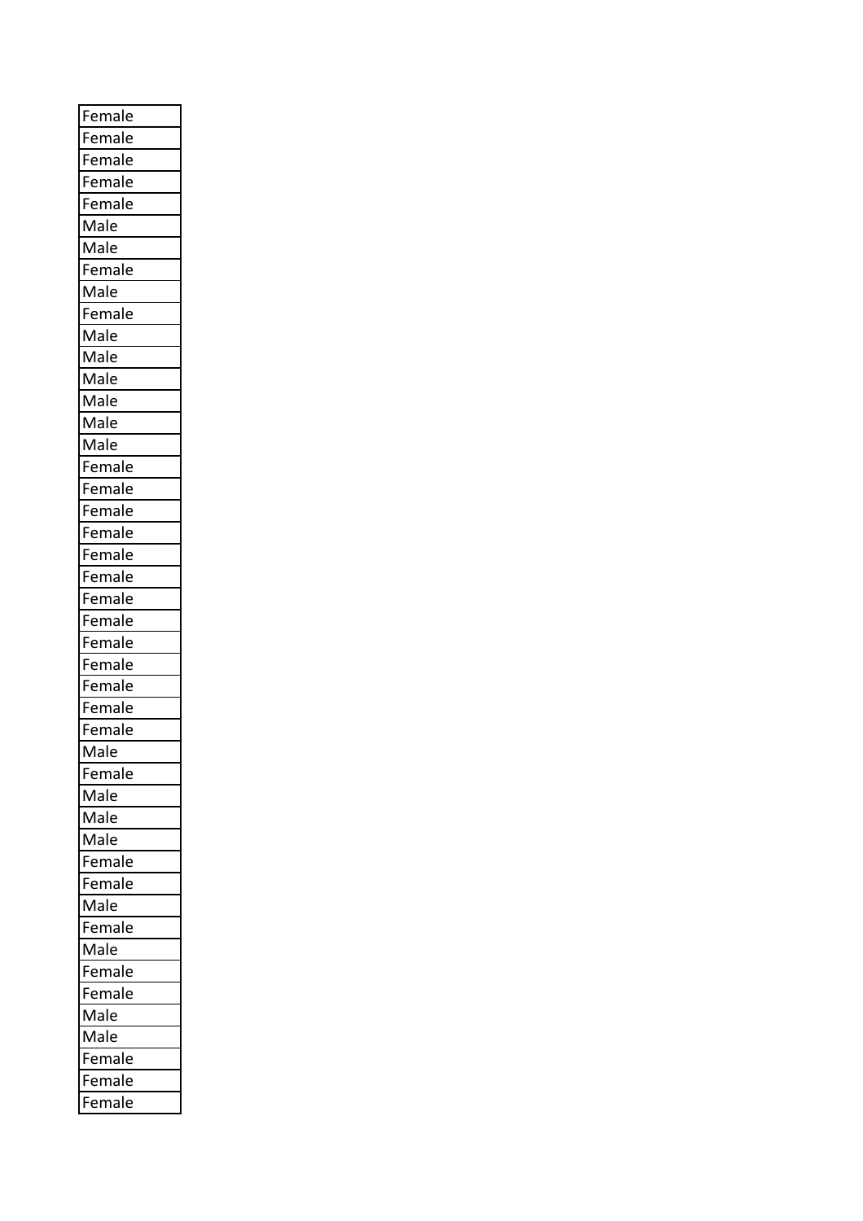| Female |
| --- |
| Female |
| Female |
| Female |
| Female |
| Male |
| Male |
| Female |
| Male |
| Female |
| Male |
| Male |
| Male |
| Male |
| Male |
| Male |
| Female |
| Female |
| Female |
| Female |
| Female |
| Female |
| Female |
| Female |
| Female |
| Female |
| Female |
| Female |
| Female |
| Male |
| Female |
| Male |
| Male |
| Male |
| Female |
| Female |
| Male |
| Female |
| Male |
| Female |
| Female |
| Male |
| Male |
| Female |
| Female |
| Female |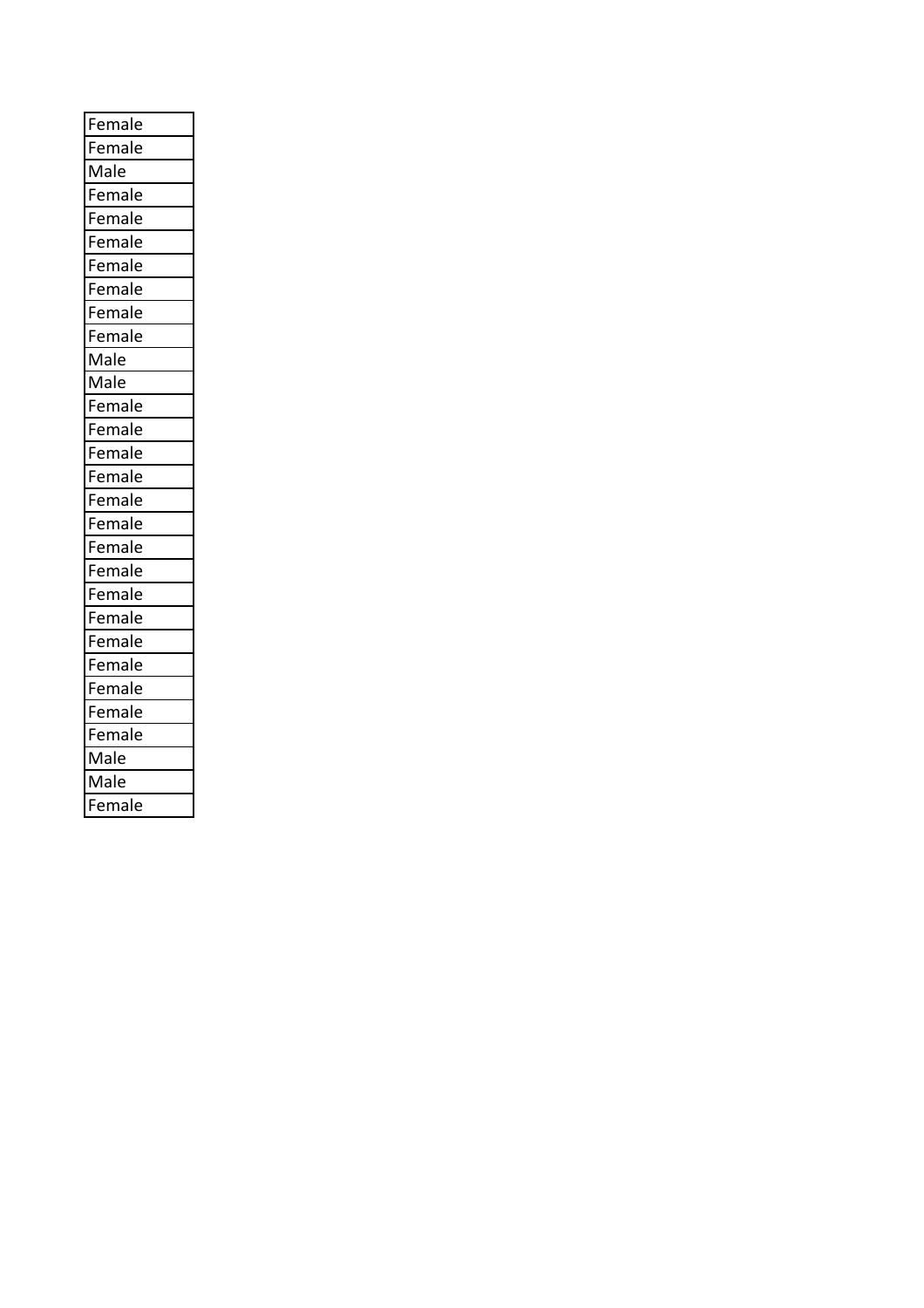| |
|---|
| Female |
| Female |
| Male |
| Female |
| Female |
| Female |
| Female |
| Female |
| Female |
| Female |
| Male |
| Male |
| Female |
| Female |
| Female |
| Female |
| Female |
| Female |
| Female |
| Female |
| Female |
| Female |
| Female |
| Female |
| Female |
| Female |
| Female |
| Male |
| Male |
| Female |